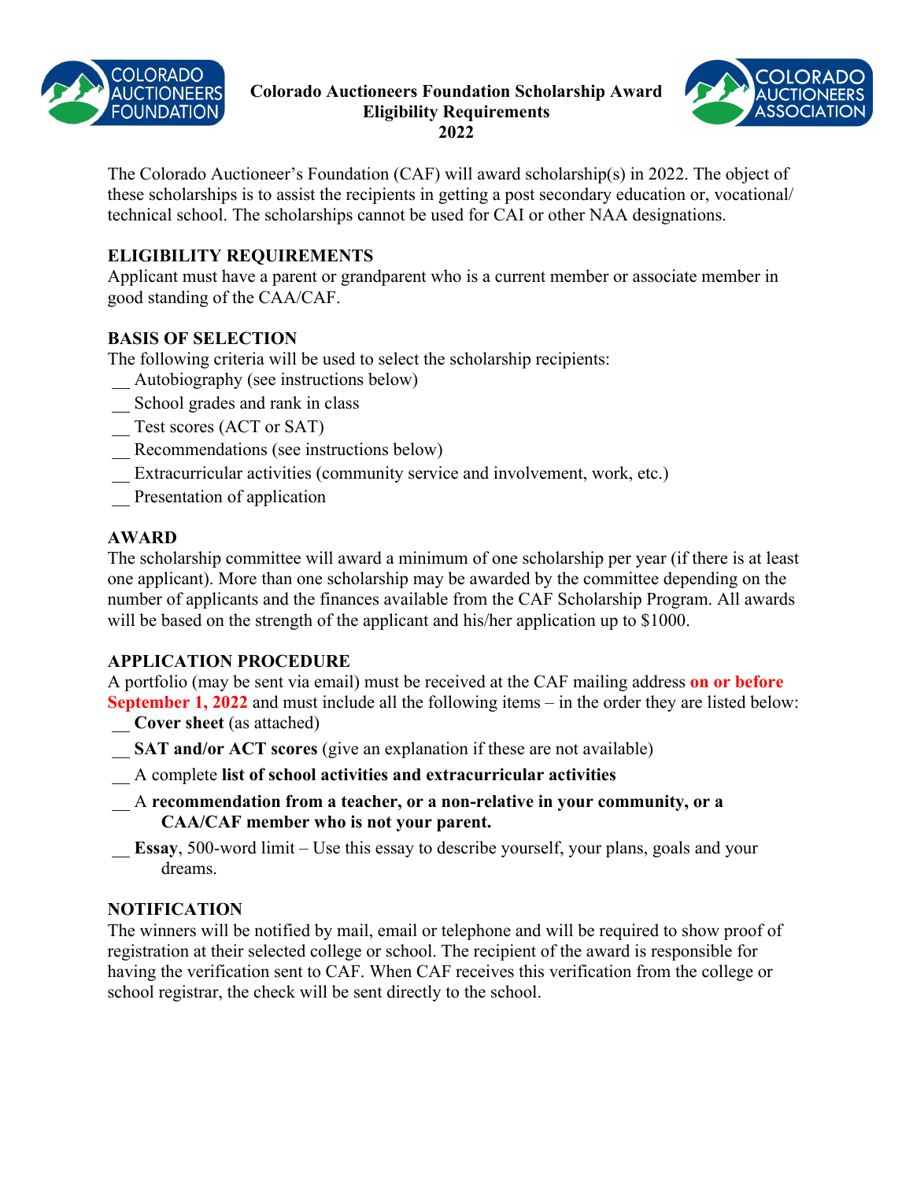**Colorado Auctioneers Foundation Scholarship Award**
**Eligibility Requirements**
**2022**

The Colorado Auctioneer's Foundation (CAF) will award scholarship(s) in 2022. The object of these scholarships is to assist the recipients in getting a post secondary education or, vocational/ technical school. The scholarships cannot be used for CAI or other NAA designations.

## ELIGIBILITY REQUIREMENTS

Applicant must have a parent or grandparent who is a current member or associate member in good standing of the CAA/CAF.

## BASIS OF SELECTION

The following criteria will be used to select the scholarship recipients:

- __ Autobiography (see instructions below)
- __ School grades and rank in class
- __ Test scores (ACT or SAT)
- __ Recommendations (see instructions below)
- __ Extracurricular activities (community service and involvement, work, etc.)
- __ Presentation of application

## AWARD

The scholarship committee will award a minimum of one scholarship per year (if there is at least one applicant). More than one scholarship may be awarded by the committee depending on the number of applicants and the finances available from the CAF Scholarship Program. All awards will be based on the strength of the applicant and his/her application up to $1000.

## APPLICATION PROCEDURE

A portfolio (may be sent via email) must be received at the CAF mailing address **on or before September 1, 2022** and must include all the following items – in the order they are listed below:

- __ **Cover sheet** (as attached)
- __ **SAT and/or ACT scores** (give an explanation if these are not available)
- __ A complete **list of school activities and extracurricular activities**
- __ A **recommendation from a teacher, or a non-relative in your community, or a CAA/CAF member who is not your parent.**
- __ **Essay**, 500-word limit – Use this essay to describe yourself, your plans, goals and your dreams.

## NOTIFICATION

The winners will be notified by mail, email or telephone and will be required to show proof of registration at their selected college or school. The recipient of the award is responsible for having the verification sent to CAF. When CAF receives this verification from the college or school registrar, the check will be sent directly to the school.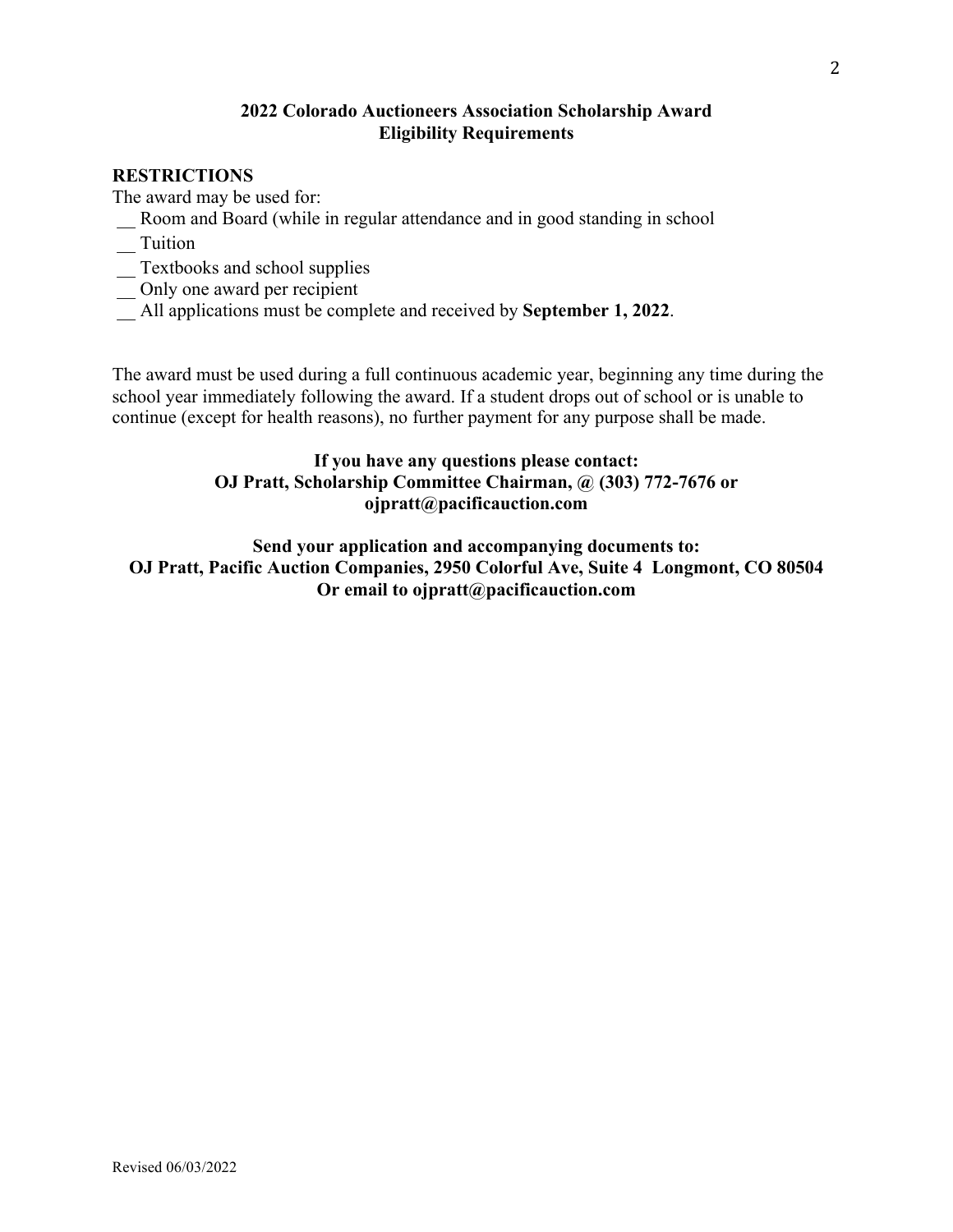**2022 Colorado Auctioneers Association Scholarship Award**
**Eligibility Requirements**

**RESTRICTIONS**

The award may be used for:

__ Room and Board (while in regular attendance and in good standing in school

__ Tuition

__ Textbooks and school supplies

__ Only one award per recipient

__ All applications must be complete and received by **September 1, 2022**.

The award must be used during a full continuous academic year, beginning any time during the school year immediately following the award. If a student drops out of school or is unable to continue (except for health reasons), no further payment for any purpose shall be made.

**If you have any questions please contact:**
**OJ Pratt, Scholarship Committee Chairman, @ (303) 772-7676 or ojpratt@pacificauction.com**

**Send your application and accompanying documents to:**
**OJ Pratt, Pacific Auction Companies, 2950 Colorful Ave, Suite 4 Longmont, CO 80504**
**Or email to ojpratt@pacificauction.com**

Revised 06/03/2022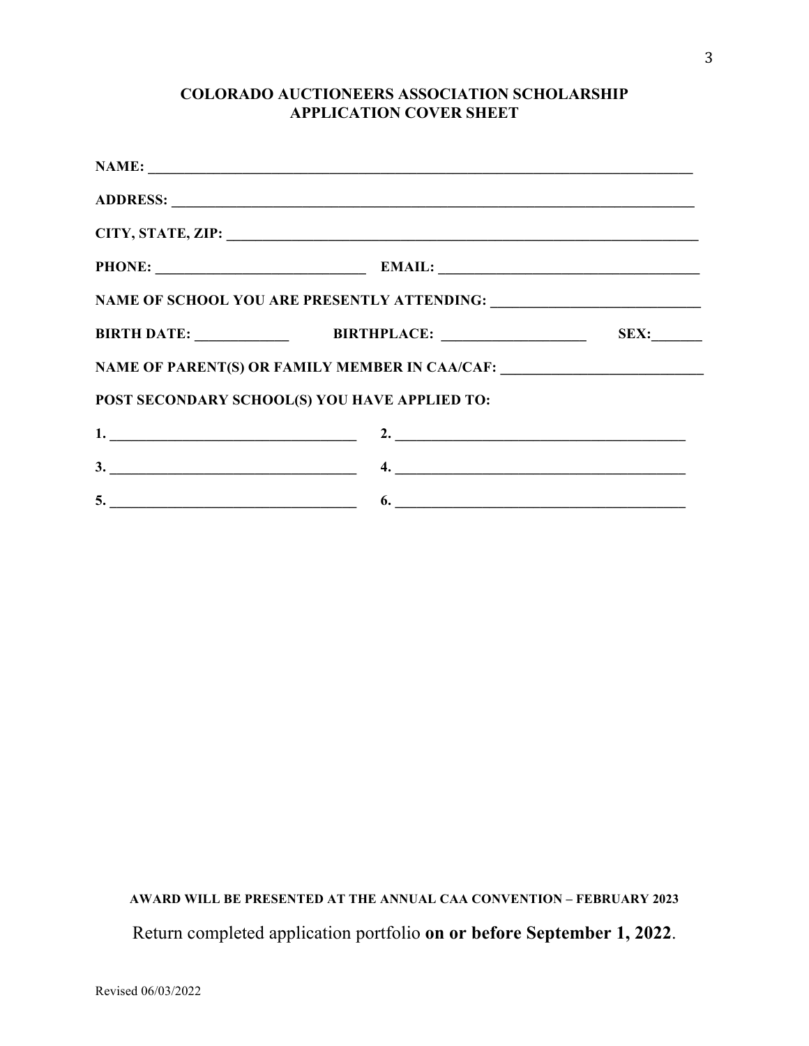## COLORADO AUCTIONEERS ASSOCIATION SCHOLARSHIP APPLICATION COVER SHEET

**NAME:** ______________________________________________________________________________

**ADDRESS:** ___________________________________________________________________________

**CITY, STATE, ZIP:** _____________________________________________________________________

**PHONE:** ____________________________ **EMAIL:** ____________________________________

**NAME OF SCHOOL YOU ARE PRESENTLY ATTENDING:** ____________________________

**BIRTH DATE:** ____________ **BIRTHPLACE:** ___________________ **SEX:**_______

**NAME OF PARENT(S) OR FAMILY MEMBER IN CAA/CAF:** ___________________________

**POST SECONDARY SCHOOL(S) YOU HAVE APPLIED TO:**

**1.** _________________________________ **2.** ________________________________________

**3.** _________________________________ **4.** ________________________________________

**5.** _________________________________ **6.** ________________________________________

**AWARD WILL BE PRESENTED AT THE ANNUAL CAA CONVENTION – FEBRUARY 2023**

Return completed application portfolio **on or before September 1, 2022**.

Revised 06/03/2022